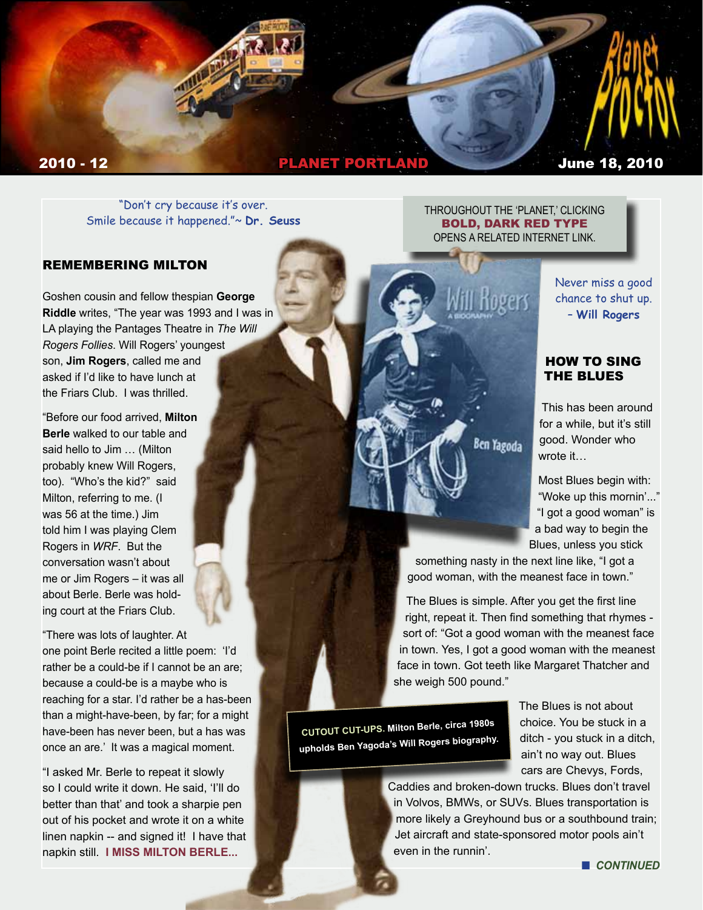2010 - 12 **PLANET PORTLAND** June 18, 2010

"Don't cry because it's over.
Smile because it happened."~ **Dr. Seuss**

THROUGHOUT THE 'PLANET,' CLICKING **BOLD, DARK RED TYPE** OPENS A RELATED INTERNET LINK.

## REMEMBERING MILTON

Goshen cousin and fellow thespian **George Riddle** writes, "The year was 1993 and I was in LA playing the Pantages Theatre in *The Will Rogers Follies*. Will Rogers' youngest son, **Jim Rogers**, called me and asked if I'd like to have lunch at the Friars Club. I was thrilled.

"Before our food arrived, **Milton Berle** walked to our table and said hello to Jim … (Milton probably knew Will Rogers, too). "Who's the kid?" said Milton, referring to me. (I was 56 at the time.) Jim told him I was playing Clem Rogers in *WRF*. But the conversation wasn't about me or Jim Rogers – it was all about Berle. Berle was holding court at the Friars Club.

"There was lots of laughter. At one point Berle recited a little poem: 'I'd rather be a could-be if I cannot be an are; because a could-be is a maybe who is reaching for a star. I'd rather be a has-been than a might-have-been, by far; for a might have-been has never been, but a has was once an are.' It was a magical moment.

"I asked Mr. Berle to repeat it slowly so I could write it down. He said, 'I'll do better than that' and took a sharpie pen out of his pocket and wrote it on a white linen napkin -- and signed it! I have that napkin still. **I MISS MILTON BERLE...**

**CUTOUT CUT-UPS.** Milton Berle, circa 1980s upholds Ben Yagoda's Will Rogers biography.

Never miss a good chance to shut up.
– **Will Rogers**

## HOW TO SING THE BLUES

This has been around for a while, but it's still good. Wonder who wrote it…

Most Blues begin with: "Woke up this mornin'..." "I got a good woman" is a bad way to begin the Blues, unless you stick something nasty in the next line like, "I got a good woman, with the meanest face in town."

The Blues is simple. After you get the first line right, repeat it. Then find something that rhymes - sort of: "Got a good woman with the meanest face in town. Yes, I got a good woman with the meanest face in town. Got teeth like Margaret Thatcher and she weigh 500 pound."

The Blues is not about choice. You be stuck in a ditch - you stuck in a ditch, ain't no way out. Blues cars are Chevys, Fords, Caddies and broken-down trucks. Blues don't travel in Volvos, BMWs, or SUVs. Blues transportation is more likely a Greyhound bus or a southbound train; Jet aircraft and state-sponsored motor pools ain't even in the runnin'.

■ *CONTINUED*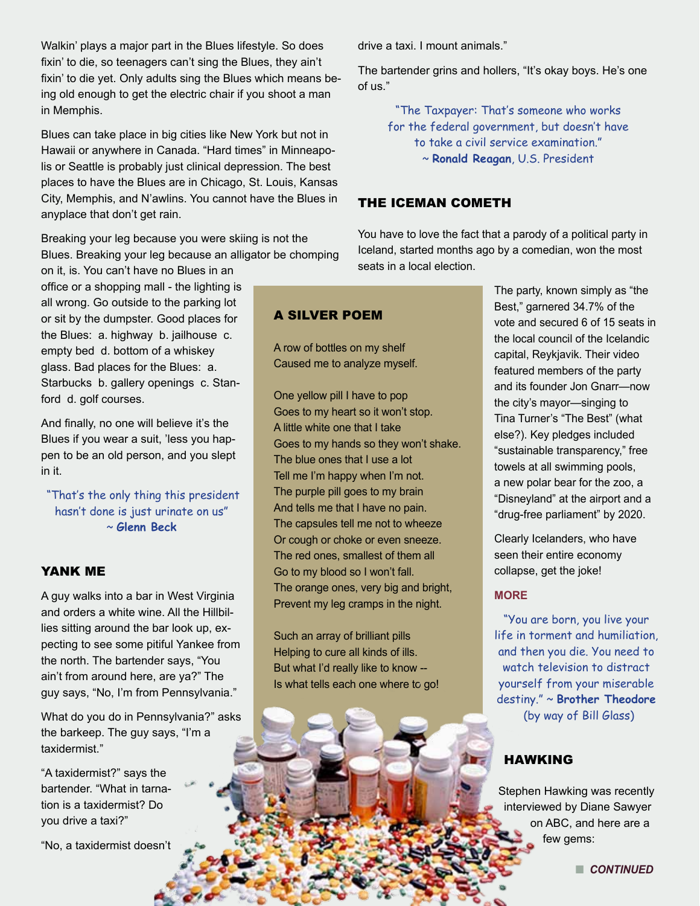Walkin' plays a major part in the Blues lifestyle. So does fixin' to die, so teenagers can't sing the Blues, they ain't fixin' to die yet. Only adults sing the Blues which means being old enough to get the electric chair if you shoot a man in Memphis.

Blues can take place in big cities like New York but not in Hawaii or anywhere in Canada. "Hard times" in Minneapolis or Seattle is probably just clinical depression. The best places to have the Blues are in Chicago, St. Louis, Kansas City, Memphis, and N'awlins. You cannot have the Blues in anyplace that don't get rain.

Breaking your leg because you were skiing is not the Blues. Breaking your leg because an alligator be chomping on it, is. You can't have no Blues in an office or a shopping mall - the lighting is all wrong. Go outside to the parking lot or sit by the dumpster. Good places for the Blues: a. highway b. jailhouse c. empty bed d. bottom of a whiskey glass. Bad places for the Blues: a. Starbucks b. gallery openings c. Stanford d. golf courses.

And finally, no one will believe it's the Blues if you wear a suit, 'less you happen to be an old person, and you slept in it.

"That's the only thing this president hasn't done is just urinate on us" ~ **Glenn Beck**

## YANK ME

A guy walks into a bar in West Virginia and orders a white wine. All the Hillbillies sitting around the bar look up, expecting to see some pitiful Yankee from the north. The bartender says, "You ain't from around here, are ya?" The guy says, "No, I'm from Pennsylvania."

What do you do in Pennsylvania?" asks the barkeep. The guy says, "I'm a taxidermist."

"A taxidermist?" says the bartender. "What in tarnation is a taxidermist? Do you drive a taxi?"

"No, a taxidermist doesn't drive a taxi. I mount animals."

The bartender grins and hollers, "It's okay boys. He's one of us."

"The Taxpayer: That's someone who works for the federal government, but doesn't have to take a civil service examination." ~ **Ronald Reagan**, U.S. President

## A SILVER POEM

A row of bottles on my shelf
Caused me to analyze myself.

One yellow pill I have to pop
Goes to my heart so it won't stop.
A little white one that I take
Goes to my hands so they won't shake.
The blue ones that I use a lot
Tell me I'm happy when I'm not.
The purple pill goes to my brain
And tells me that I have no pain.
The capsules tell me not to wheeze
Or cough or choke or even sneeze.
The red ones, smallest of them all
Go to my blood so I won't fall.
The orange ones, very big and bright,
Prevent my leg cramps in the night.

Such an array of brilliant pills
Helping to cure all kinds of ills.
But what I'd really like to know --
Is what tells each one where to go!

## THE ICEMAN COMETH

You have to love the fact that a parody of a political party in Iceland, started months ago by a comedian, won the most seats in a local election.

The party, known simply as "the Best," garnered 34.7% of the vote and secured 6 of 15 seats in the local council of the Icelandic capital, Reykjavik. Their video featured members of the party and its founder Jon Gnarr—now the city's mayor—singing to Tina Turner's "The Best" (what else?). Key pledges included "sustainable transparency," free towels at all swimming pools, a new polar bear for the zoo, a "Disneyland" at the airport and a "drug-free parliament" by 2020.

Clearly Icelanders, who have seen their entire economy collapse, get the joke!

**MORE**

"You are born, you live your life in torment and humiliation, and then you die. You need to watch television to distract yourself from your miserable destiny." ~ **Brother Theodore** (by way of Bill Glass)

## HAWKING

Stephen Hawking was recently interviewed by Diane Sawyer on ABC, and here are a few gems:

***CONTINUED***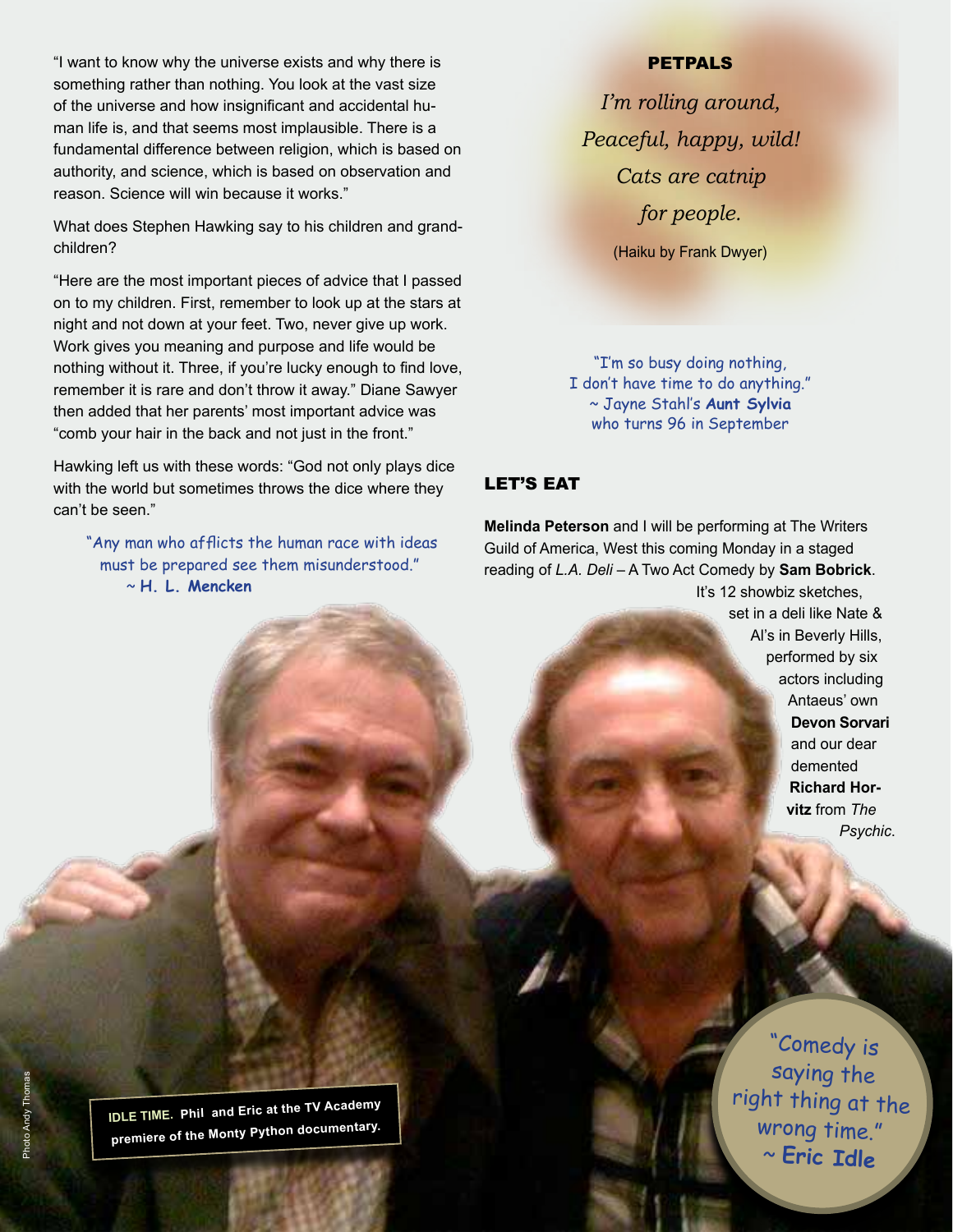"I want to know why the universe exists and why there is something rather than nothing. You look at the vast size of the universe and how insignificant and accidental human life is, and that seems most implausible. There is a fundamental difference between religion, which is based on authority, and science, which is based on observation and reason. Science will win because it works."

What does Stephen Hawking say to his children and grandchildren?

"Here are the most important pieces of advice that I passed on to my children. First, remember to look up at the stars at night and not down at your feet. Two, never give up work. Work gives you meaning and purpose and life would be nothing without it. Three, if you're lucky enough to find love, remember it is rare and don't throw it away." Diane Sawyer then added that her parents' most important advice was "comb your hair in the back and not just in the front."

Hawking left us with these words: "God not only plays dice with the world but sometimes throws the dice where they can't be seen."

"Any man who afflicts the human race with ideas must be prepared see them misunderstood."
~ **H. L. Mencken**

## PETPALS

*I'm rolling around,*
*Peaceful, happy, wild!*
*Cats are catnip*
*for people.*

(Haiku by Frank Dwyer)

"I'm so busy doing nothing,
I don't have time to do anything."
~ Jayne Stahl's **Aunt Sylvia**
who turns 96 in September

## LET'S EAT

**Melinda Peterson** and I will be performing at The Writers Guild of America, West this coming Monday in a staged reading of *L.A. Deli* – A Two Act Comedy by **Sam Bobrick**. It's 12 showbiz sketches, set in a deli like Nate & Al's in Beverly Hills, performed by six actors including Antaeus' own **Devon Sorvari** and our dear demented **Richard Horvitz** from *The Psychic*.

**IDLE TIME.** Phil and Eric at the TV Academy premiere of the Monty Python documentary.

Photo Andy Thomas

"Comedy is saying the right thing at the wrong time."
~ **Eric Idle**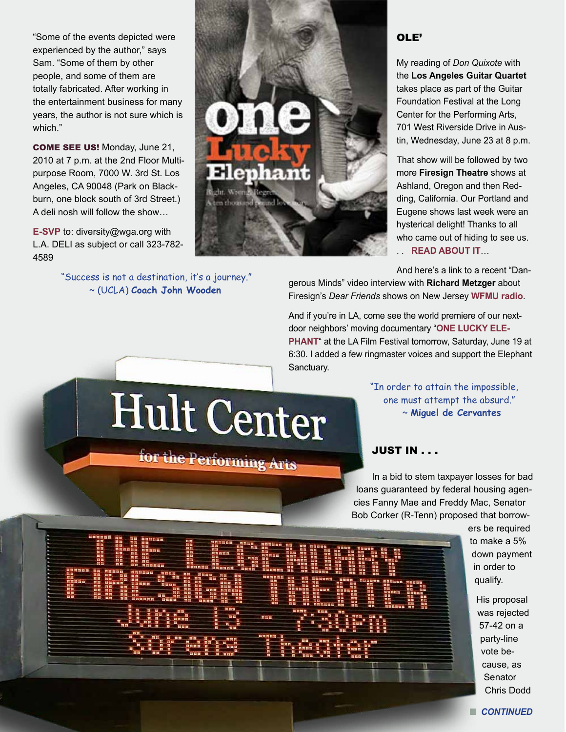"Some of the events depicted were experienced by the author," says Sam. "Some of them by other people, and some of them are totally fabricated. After working in the entertainment business for many years, the author is not sure which is which."

**COME SEE US!** Monday, June 21, 2010 at 7 p.m. at the 2nd Floor Multipurpose Room, 7000 W. 3rd St. Los Angeles, CA 90048 (Park on Blackburn, one block south of 3rd Street.) A deli nosh will follow the show…

**E-SVP** to: diversity@wga.org with L.A. DELI as subject or call 323-782-4589

"Success is not a destination, it's a journey."
~ (UCLA) **Coach John Wooden**

## OLE'

My reading of *Don Quixote* with the **Los Angeles Guitar Quartet** takes place as part of the Guitar Foundation Festival at the Long Center for the Performing Arts, 701 West Riverside Drive in Austin, Wednesday, June 23 at 8 p.m.

That show will be followed by two more **Firesign Theatre** shows at Ashland, Oregon and then Redding, California. Our Portland and Eugene shows last week were an hysterical delight! Thanks to all who came out of hiding to see us. . . **READ ABOUT IT**…

And here's a link to a recent "Dangerous Minds" video interview with **Richard Metzger** about Firesign's *Dear Friends* shows on New Jersey **WFMU radio**.

And if you're in LA, come see the world premiere of our next-door neighbors' moving documentary "**ONE LUCKY ELEPHANT**" at the LA Film Festival tomorrow, Saturday, June 19 at 6:30. I added a few ringmaster voices and support the Elephant Sanctuary.

"In order to attain the impossible, one must attempt the absurd."
~ **Miguel de Cervantes**

## JUST IN . . .

In a bid to stem taxpayer losses for bad loans guaranteed by federal housing agencies Fanny Mae and Freddy Mac, Senator Bob Corker (R-Tenn) proposed that borrowers be required to make a 5% down payment in order to qualify.

His proposal was rejected 57-42 on a party-line vote because, as Senator Chris Dodd

**CONTINUED**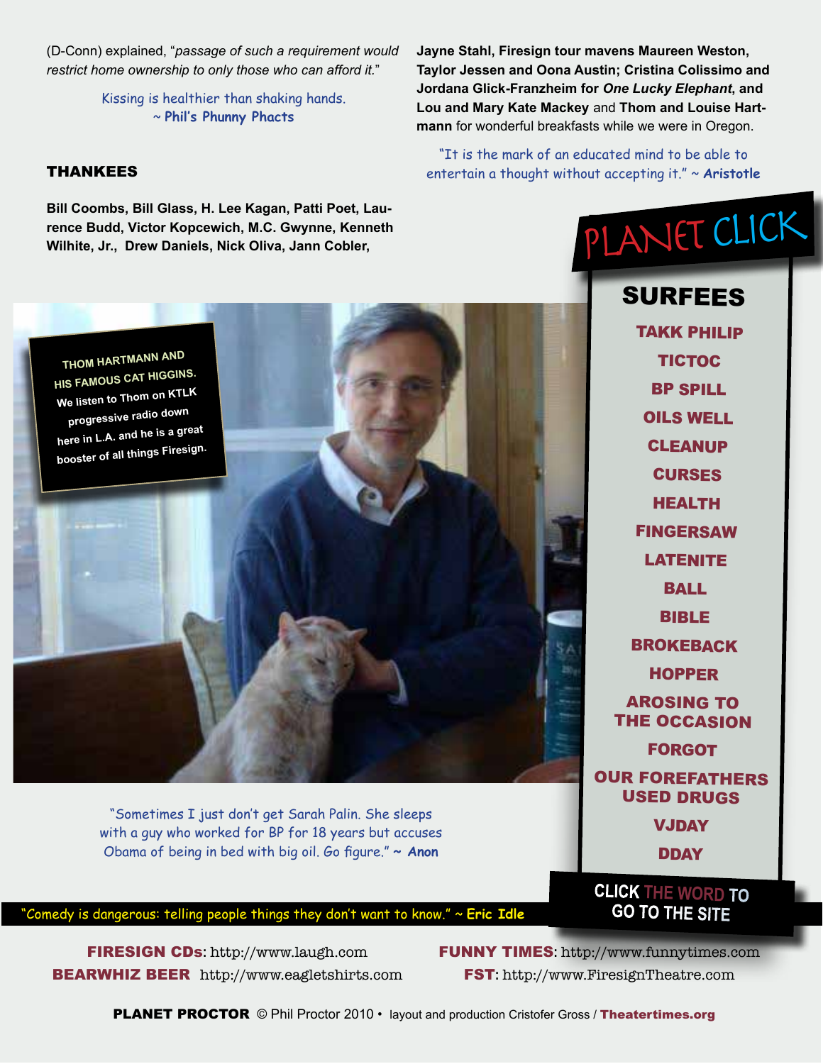(D-Conn) explained, "*passage of such a requirement would restrict home ownership to only those who can afford it.*"

Kissing is healthier than shaking hands.
~ **Phil's Phunny Phacts**

## THANKEES

**Bill Coombs, Bill Glass, H. Lee Kagan, Patti Poet, Laurence Budd, Victor Kopcewich, M.C. Gwynne, Kenneth Wilhite, Jr., Drew Daniels, Nick Oliva, Jann Cobler, Jayne Stahl, Firesign tour mavens Maureen Weston, Taylor Jessen and Oona Austin; Cristina Colissimo and Jordana Glick-Franzheim for *One Lucky Elephant*, and Lou and Mary Kate Mackey** and **Thom and Louise Hartmann** for wonderful breakfasts while we were in Oregon.

"It is the mark of an educated mind to be able to entertain a thought without accepting it." ~ **Aristotle**

**THOM HARTMANN AND HIS FAMOUS CAT HIGGINS.** We listen to Thom on KTLK progressive radio down here in L.A. and he is a great booster of all things Firesign.

"Sometimes I just don't get Sarah Palin. She sleeps with a guy who worked for BP for 18 years but accuses Obama of being in bed with big oil. Go figure." ~ **Anon**

# PLANET CLICK

## SURFEES

- TAKK PHILIP
- TICTOC
- BP SPILL
- OILS WELL
- CLEANUP
- CURSES
- HEALTH
- FINGERSAW
- LATENITE
- BALL
- BIBLE
- BROKEBACK
- HOPPER
- AROSING TO THE OCCASION
- FORGOT
- OUR FOREFATHERS USED DRUGS
- VJDAY
- DDAY

**CLICK THE WORD TO GO TO THE SITE**

"Comedy is dangerous: telling people things they don't want to know." ~ **Eric Idle**

**FIRESIGN CDs**: http://www.laugh.com
**BEARWHIZ BEER** http://www.eagletshirts.com
**FUNNY TIMES**: http://www.funnytimes.com
**FST**: http://www.FiresignTheatre.com

**PLANET PROCTOR** © Phil Proctor 2010 • layout and production Cristofer Gross / **Theatertimes.org**